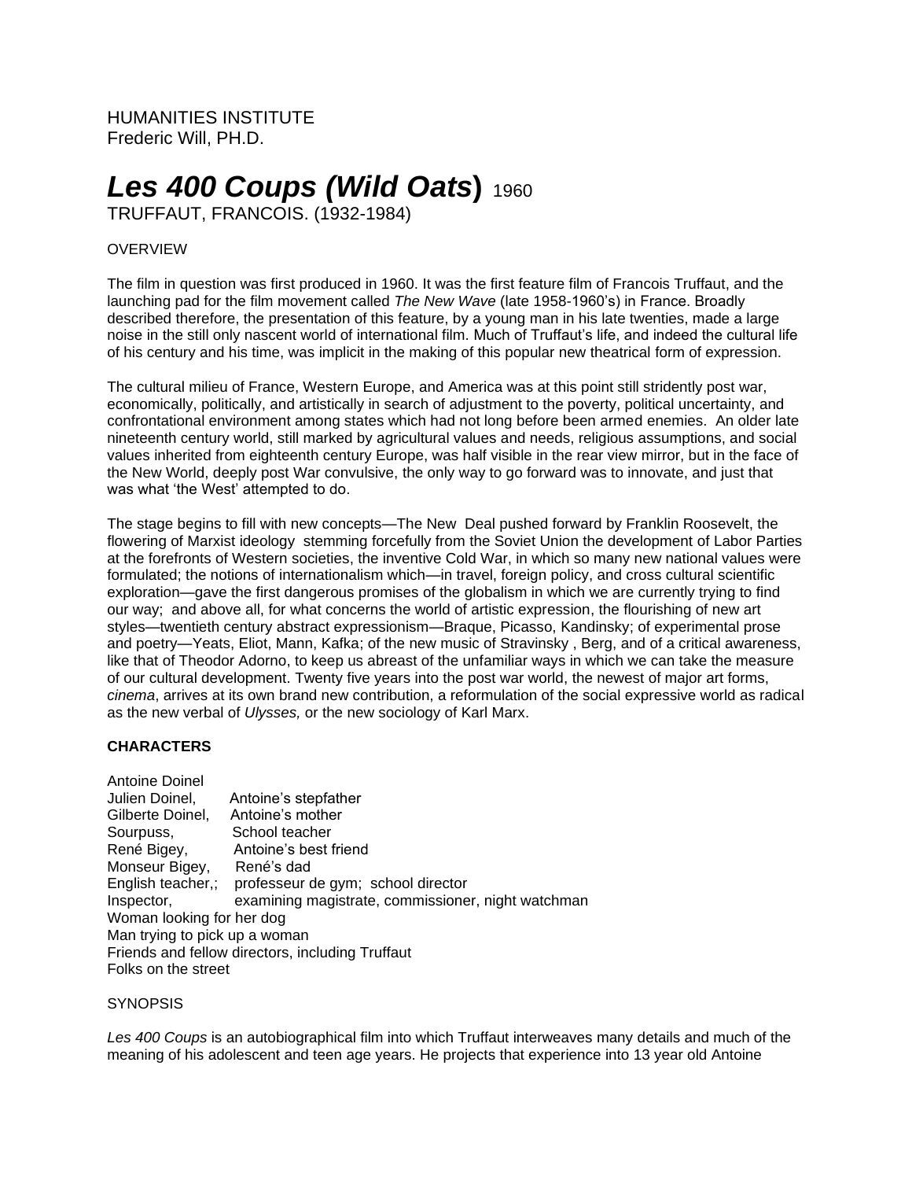HUMANITIES INSTITUTE
Frederic Will, PH.D.

# *Les 400 Coups (Wild Oats*) 1960

TRUFFAUT, FRANCOIS. (1932-1984)

OVERVIEW

The film in question was first produced in 1960. It was the first feature film of Francois Truffaut, and the launching pad for the film movement called *The New Wave* (late 1958-1960's) in France. Broadly described therefore, the presentation of this feature, by a young man in his late twenties, made a large noise in the still only nascent world of international film. Much of Truffaut's life, and indeed the cultural life of his century and his time, was implicit in the making of this popular new theatrical form of expression.

The cultural milieu of France, Western Europe, and America was at this point still stridently post war, economically, politically, and artistically in search of adjustment to the poverty, political uncertainty, and confrontational environment among states which had not long before been armed enemies. An older late nineteenth century world, still marked by agricultural values and needs, religious assumptions, and social values inherited from eighteenth century Europe, was half visible in the rear view mirror, but in the face of the New World, deeply post War convulsive, the only way to go forward was to innovate, and just that was what 'the West' attempted to do.

The stage begins to fill with new concepts—The New Deal pushed forward by Franklin Roosevelt, the flowering of Marxist ideology stemming forcefully from the Soviet Union the development of Labor Parties at the forefronts of Western societies, the inventive Cold War, in which so many new national values were formulated; the notions of internationalism which—in travel, foreign policy, and cross cultural scientific exploration—gave the first dangerous promises of the globalism in which we are currently trying to find our way; and above all, for what concerns the world of artistic expression, the flourishing of new art styles—twentieth century abstract expressionism—Braque, Picasso, Kandinsky; of experimental prose and poetry—Yeats, Eliot, Mann, Kafka; of the new music of Stravinsky , Berg, and of a critical awareness, like that of Theodor Adorno, to keep us abreast of the unfamiliar ways in which we can take the measure of our cultural development. Twenty five years into the post war world, the newest of major art forms, *cinema*, arrives at its own brand new contribution, a reformulation of the social expressive world as radical as the new verbal of *Ulysses,* or the new sociology of Karl Marx.

**CHARACTERS**

Antoine Doinel
Julien Doinel, Antoine's stepfather
Gilberte Doinel, Antoine's mother
Sourpuss, School teacher
René Bigey, Antoine's best friend
Monseur Bigey, René's dad
English teacher,; professeur de gym; school director
Inspector, examining magistrate, commissioner, night watchman
Woman looking for her dog
Man trying to pick up a woman
Friends and fellow directors, including Truffaut
Folks on the street

SYNOPSIS

*Les 400 Coups* is an autobiographical film into which Truffaut interweaves many details and much of the meaning of his adolescent and teen age years. He projects that experience into 13 year old Antoine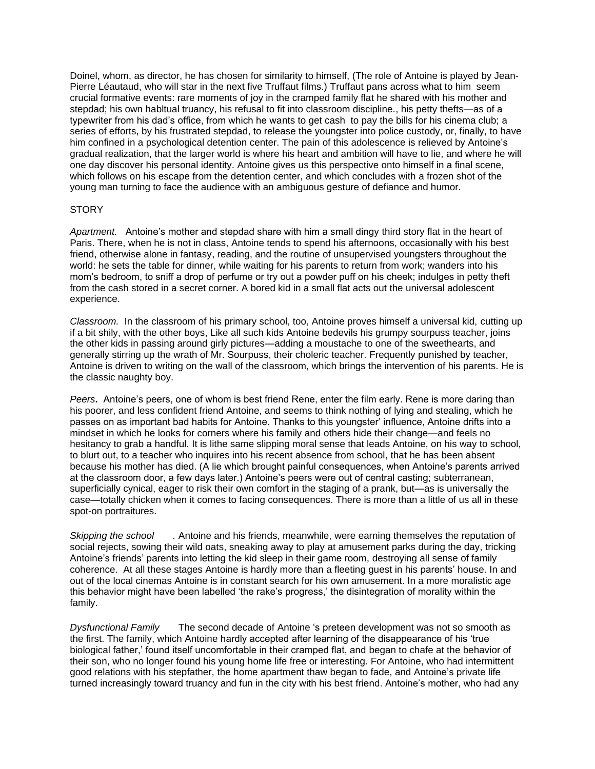Doinel, whom, as director, he has chosen for similarity to himself, (The role of Antoine is played by Jean-Pierre Léautaud, who will star in the next five Truffaut films.) Truffaut pans across what to him seem crucial formative events: rare moments of joy in the cramped family flat he shared with his mother and stepdad; his own habltual truancy, his refusal to fit into classroom discipline., his petty thefts—as of a typewriter from his dad's office, from which he wants to get cash to pay the bills for his cinema club; a series of efforts, by his frustrated stepdad, to release the youngster into police custody, or, finally, to have him confined in a psychological detention center. The pain of this adolescence is relieved by Antoine's gradual realization, that the larger world is where his heart and ambition will have to lie, and where he will one day discover his personal identity. Antoine gives us this perspective onto himself in a final scene, which follows on his escape from the detention center, and which concludes with a frozen shot of the young man turning to face the audience with an ambiguous gesture of defiance and humor.

STORY

*Apartment.* Antoine's mother and stepdad share with him a small dingy third story flat in the heart of Paris. There, when he is not in class, Antoine tends to spend his afternoons, occasionally with his best friend, otherwise alone in fantasy, reading, and the routine of unsupervised youngsters throughout the world: he sets the table for dinner, while waiting for his parents to return from work; wanders into his mom's bedroom, to sniff a drop of perfume or try out a powder puff on his cheek; indulges in petty theft from the cash stored in a secret corner. A bored kid in a small flat acts out the universal adolescent experience.

*Classroom.* In the classroom of his primary school, too, Antoine proves himself a universal kid, cutting up if a bit shily, with the other boys, Like all such kids Antoine bedevils his grumpy sourpuss teacher, joins the other kids in passing around girly pictures—adding a moustache to one of the sweethearts, and generally stirring up the wrath of Mr. Sourpuss, their choleric teacher. Frequently punished by teacher, Antoine is driven to writing on the wall of the classroom, which brings the intervention of his parents. He is the classic naughty boy.

*Peers***.** Antoine's peers, one of whom is best friend Rene, enter the film early. Rene is more daring than his poorer, and less confident friend Antoine, and seems to think nothing of lying and stealing, which he passes on as important bad habits for Antoine. Thanks to this youngster' influence, Antoine drifts into a mindset in which he looks for corners where his family and others hide their change—and feels no hesitancy to grab a handful. It is lithe same slipping moral sense that leads Antoine, on his way to school, to blurt out, to a teacher who inquires into his recent absence from school, that he has been absent because his mother has died. (A lie which brought painful consequences, when Antoine's parents arrived at the classroom door, a few days later.) Antoine's peers were out of central casting; subterranean, superficially cynical, eager to risk their own comfort in the staging of a prank, but—as is universally the case—totally chicken when it comes to facing consequences. There is more than a little of us all in these spot-on portraitures.

*Skipping the school* . Antoine and his friends, meanwhile, were earning themselves the reputation of social rejects, sowing their wild oats, sneaking away to play at amusement parks during the day, tricking Antoine's friends' parents into letting the kid sleep in their game room, destroying all sense of family coherence. At all these stages Antoine is hardly more than a fleeting guest in his parents' house. In and out of the local cinemas Antoine is in constant search for his own amusement. In a more moralistic age this behavior might have been labelled 'the rake's progress,' the disintegration of morality within the family.

*Dysfunctional Family* The second decade of Antoine 's preteen development was not so smooth as the first. The family, which Antoine hardly accepted after learning of the disappearance of his 'true biological father,' found itself uncomfortable in their cramped flat, and began to chafe at the behavior of their son, who no longer found his young home life free or interesting. For Antoine, who had intermittent good relations with his stepfather, the home apartment thaw began to fade, and Antoine's private life turned increasingly toward truancy and fun in the city with his best friend. Antoine's mother, who had any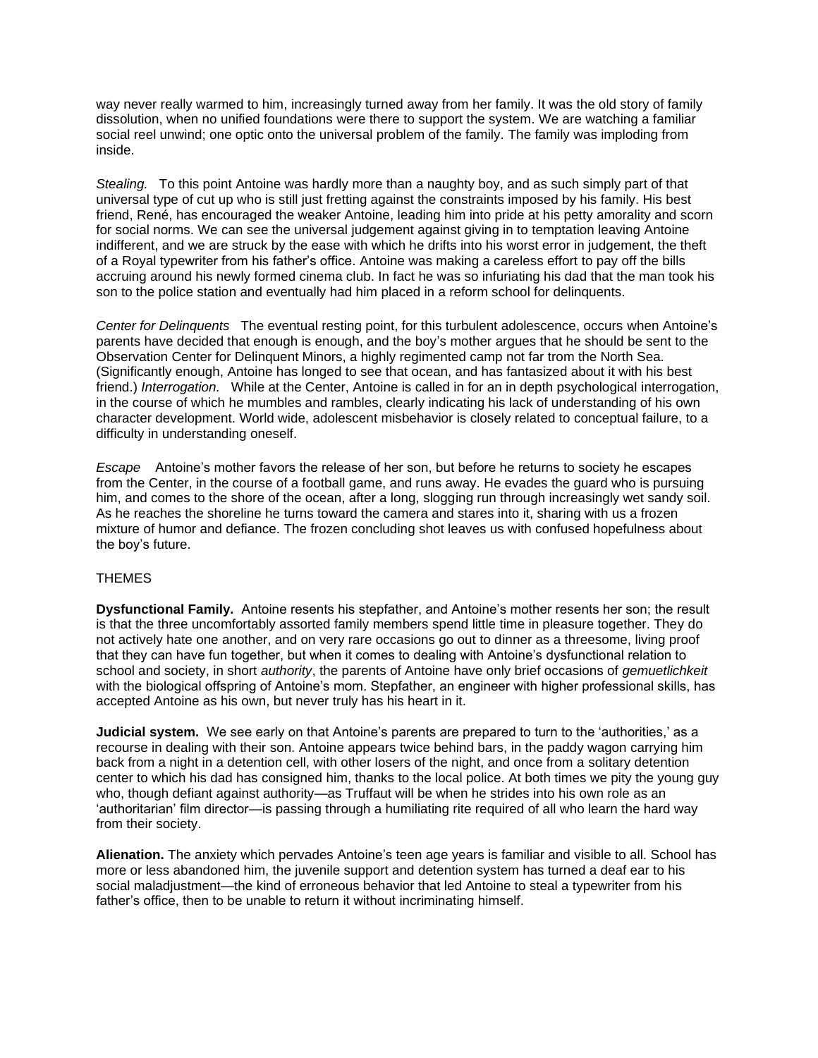way never really warmed to him, increasingly turned away from her family. It was the old story of family dissolution, when no unified foundations were there to support the system. We are watching a familiar social reel unwind; one optic onto the universal problem of the family. The family was imploding from inside.

*Stealing.* To this point Antoine was hardly more than a naughty boy, and as such simply part of that universal type of cut up who is still just fretting against the constraints imposed by his family. His best friend, René, has encouraged the weaker Antoine, leading him into pride at his petty amorality and scorn for social norms. We can see the universal judgement against giving in to temptation leaving Antoine indifferent, and we are struck by the ease with which he drifts into his worst error in judgement, the theft of a Royal typewriter from his father's office. Antoine was making a careless effort to pay off the bills accruing around his newly formed cinema club. In fact he was so infuriating his dad that the man took his son to the police station and eventually had him placed in a reform school for delinquents.

*Center for Delinquents* The eventual resting point, for this turbulent adolescence, occurs when Antoine's parents have decided that enough is enough, and the boy's mother argues that he should be sent to the Observation Center for Delinquent Minors, a highly regimented camp not far trom the North Sea. (Significantly enough, Antoine has longed to see that ocean, and has fantasized about it with his best friend.) *Interrogation.* While at the Center, Antoine is called in for an in depth psychological interrogation, in the course of which he mumbles and rambles, clearly indicating his lack of understanding of his own character development. World wide, adolescent misbehavior is closely related to conceptual failure, to a difficulty in understanding oneself.

*Escape* Antoine's mother favors the release of her son, but before he returns to society he escapes from the Center, in the course of a football game, and runs away. He evades the guard who is pursuing him, and comes to the shore of the ocean, after a long, slogging run through increasingly wet sandy soil. As he reaches the shoreline he turns toward the camera and stares into it, sharing with us a frozen mixture of humor and defiance. The frozen concluding shot leaves us with confused hopefulness about the boy's future.

THEMES

**Dysfunctional Family.** Antoine resents his stepfather, and Antoine's mother resents her son; the result is that the three uncomfortably assorted family members spend little time in pleasure together. They do not actively hate one another, and on very rare occasions go out to dinner as a threesome, living proof that they can have fun together, but when it comes to dealing with Antoine's dysfunctional relation to school and society, in short *authority*, the parents of Antoine have only brief occasions of *gemuetlichkeit* with the biological offspring of Antoine's mom. Stepfather, an engineer with higher professional skills, has accepted Antoine as his own, but never truly has his heart in it.

**Judicial system.** We see early on that Antoine's parents are prepared to turn to the 'authorities,' as a recourse in dealing with their son. Antoine appears twice behind bars, in the paddy wagon carrying him back from a night in a detention cell, with other losers of the night, and once from a solitary detention center to which his dad has consigned him, thanks to the local police. At both times we pity the young guy who, though defiant against authority—as Truffaut will be when he strides into his own role as an 'authoritarian' film director—is passing through a humiliating rite required of all who learn the hard way from their society.

**Alienation.** The anxiety which pervades Antoine's teen age years is familiar and visible to all. School has more or less abandoned him, the juvenile support and detention system has turned a deaf ear to his social maladjustment—the kind of erroneous behavior that led Antoine to steal a typewriter from his father's office, then to be unable to return it without incriminating himself.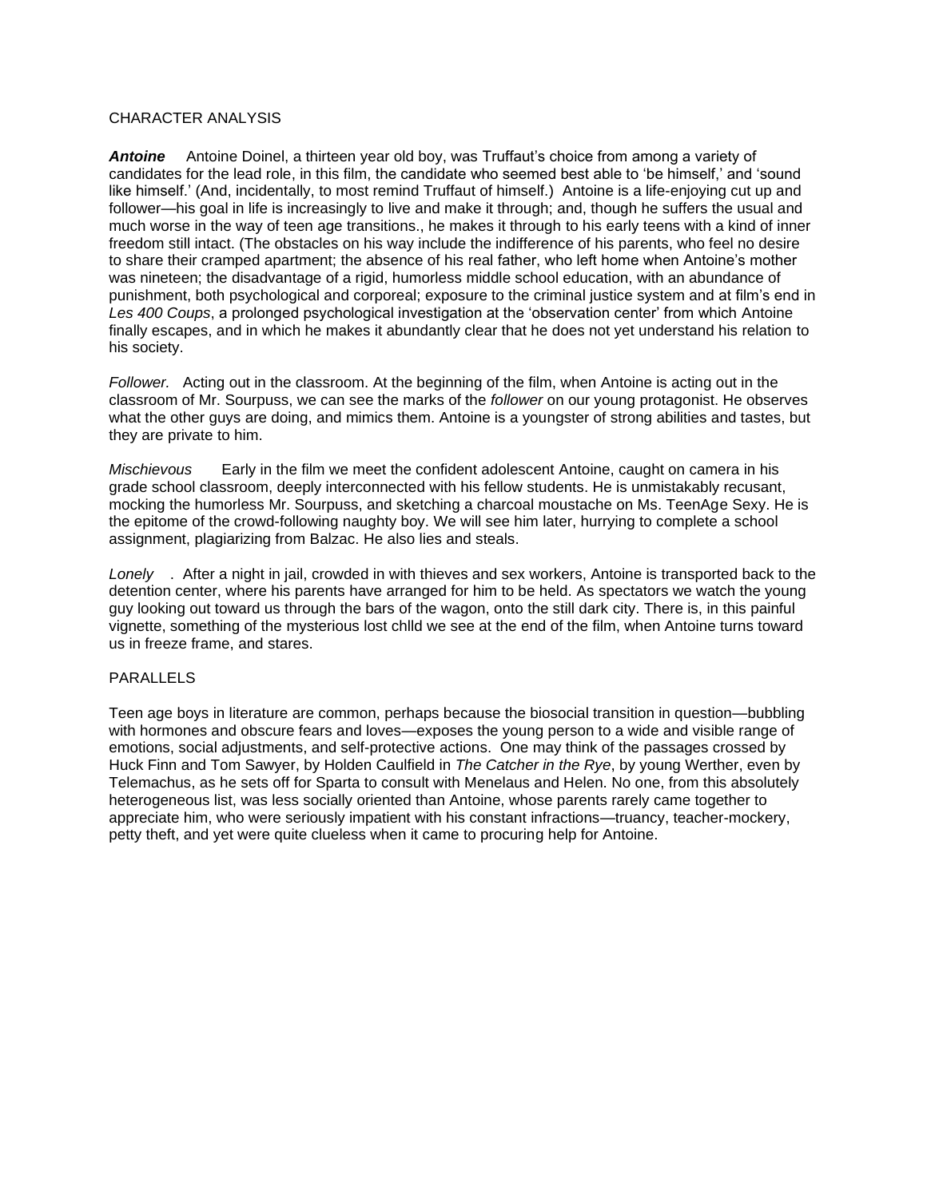CHARACTER ANALYSIS

***Antoine*** Antoine Doinel, a thirteen year old boy, was Truffaut's choice from among a variety of candidates for the lead role, in this film, the candidate who seemed best able to 'be himself,' and 'sound like himself.' (And, incidentally, to most remind Truffaut of himself.) Antoine is a life-enjoying cut up and follower—his goal in life is increasingly to live and make it through; and, though he suffers the usual and much worse in the way of teen age transitions., he makes it through to his early teens with a kind of inner freedom still intact. (The obstacles on his way include the indifference of his parents, who feel no desire to share their cramped apartment; the absence of his real father, who left home when Antoine's mother was nineteen; the disadvantage of a rigid, humorless middle school education, with an abundance of punishment, both psychological and corporeal; exposure to the criminal justice system and at film's end in *Les 400 Coups*, a prolonged psychological investigation at the 'observation center' from which Antoine finally escapes, and in which he makes it abundantly clear that he does not yet understand his relation to his society.

*Follower.* Acting out in the classroom. At the beginning of the film, when Antoine is acting out in the classroom of Mr. Sourpuss, we can see the marks of the *follower* on our young protagonist. He observes what the other guys are doing, and mimics them. Antoine is a youngster of strong abilities and tastes, but they are private to him.

*Mischievous* Early in the film we meet the confident adolescent Antoine, caught on camera in his grade school classroom, deeply interconnected with his fellow students. He is unmistakably recusant, mocking the humorless Mr. Sourpuss, and sketching a charcoal moustache on Ms. TeenAge Sexy. He is the epitome of the crowd-following naughty boy. We will see him later, hurrying to complete a school assignment, plagiarizing from Balzac. He also lies and steals.

*Lonely* . After a night in jail, crowded in with thieves and sex workers, Antoine is transported back to the detention center, where his parents have arranged for him to be held. As spectators we watch the young guy looking out toward us through the bars of the wagon, onto the still dark city. There is, in this painful vignette, something of the mysterious lost chlld we see at the end of the film, when Antoine turns toward us in freeze frame, and stares.

PARALLELS

Teen age boys in literature are common, perhaps because the biosocial transition in question—bubbling with hormones and obscure fears and loves—exposes the young person to a wide and visible range of emotions, social adjustments, and self-protective actions. One may think of the passages crossed by Huck Finn and Tom Sawyer, by Holden Caulfield in *The Catcher in the Rye*, by young Werther, even by Telemachus, as he sets off for Sparta to consult with Menelaus and Helen. No one, from this absolutely heterogeneous list, was less socially oriented than Antoine, whose parents rarely came together to appreciate him, who were seriously impatient with his constant infractions—truancy, teacher-mockery, petty theft, and yet were quite clueless when it came to procuring help for Antoine.